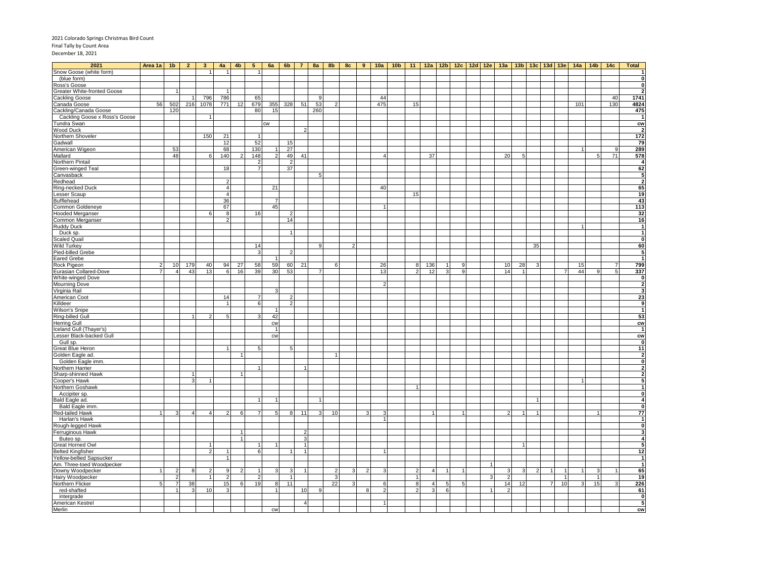2021 Colorado Springs Christmas Bird Count
Final Tally by Count Area
December 18, 2021

| 2021 | Area 1a | 1b | 2 | 3 | 4a | 4b | 5 | 6a | 6b | 7 | 8a | 8b | 8c | 9 | 10a | 10b | 11 | 12a | 12b | 12c | 12d | 12e | 13a | 13b | 13c | 13d | 13e | 14a | 14b | 14c | Total |
|---|---|---|---|---|---|---|---|---|---|---|---|---|---|---|---|---|---|---|---|---|---|---|---|---|---|---|---|---|---|---|---|
| Snow Goose (white form) | | | | 1 | 1 | | 1 | | | | | | | | | | | | | | | | | | | | | | | | 1 |
| (blue form) | | | | | | | | | | | | | | | | | | | | | | | | | | | | | | | 0 |
| Ross's Goose | | | | | | | | | | | | | | | | | | | | | | | | | | | | | | | 0 |
| Greater White-fronted Goose | | 1 | | | 1 | | | | | | | | | | | | | | | | | | | | | | | | | | 2 |
| Cackling Goose | | | 1 | 796 | 786 | | 65 | | | | 9 | | | | 44 | | | | | | | | | | | | | | | 40 | 1741 |
| Canada Goose | 56 | 502 | 216 | 1078 | 771 | 12 | 679 | 355 | 328 | 51 | 53 | 2 | | | 475 | | 15 | | | | | | | | | | | 101 | | 130 | 4824 |
| Cackling/Canada Goose | | 120 | | | | | 80 | 15 | | | 260 | | | | | | | | | | | | | | | | | | | | 475 |
| Cackling Goose x Ross's Goose | | | | 1 | | | | | | | | | | | | | | | | | | | | | | | | | | | 1 |
| Tundra Swan | | | | | | | | cw | | | | | | | | | | | | | | | | | | | | | | | cw |
| Wood Duck | | | | | | | | | | 2 | | | | | | | | | | | | | | | | | | | | | 2 |
| Northern Shoveler | | | | 150 | 21 | | 1 | | | | | | | | | | | | | | | | | | | | | | | | 172 |
| Gadwall | | | | | 12 | | 52 | | 15 | | | | | | | | | | | | | | | | | | | | | | 79 |
| American Wigeon | | 53 | | | 68 | | 130 | 1 | 27 | | | | | | | | | | | | | | | | | | | 1 | | 9 | 289 |
| Mallard | | 48 | | 6 | 140 | 2 | 148 | 2 | 49 | 41 | | | | | 4 | | | 37 | | | | | 20 | 5 | | | | | 5 | 71 | 578 |
| Northern Pintail | | | | | | | 2 | | 2 | | | | | | | | | | | | | | | | | | | | | | 4 |
| Green-winged Teal | | | | | 18 | | 7 | | 37 | | | | | | | | | | | | | | | | | | | | | | 62 |
| Canvasback | | | | | | | | | | | 5 | | | | | | | | | | | | | | | | | | | | 5 |
| Redhead | | | | | 2 | | | | | | | | | | | | | | | | | | | | | | | | | | 2 |
| Ring-necked Duck | | | | | 4 | | | 21 | | | | | | | 40 | | | | | | | | | | | | | | | | 65 |
| Lesser Scaup | | | | | 4 | | | | | | | | | | | | 15 | | | | | | | | | | | | | | 19 |
| Bufflehead | | | | | 36 | | | 7 | | | | | | | | | | | | | | | | | | | | | | | 43 |
| Common Goldeneye | | | | | 67 | | | 45 | | | | | | | 1 | | | | | | | | | | | | | | | | 113 |
| Hooded Merganser | | | | 6 | 8 | | 16 | | 2 | | | | | | | | | | | | | | | | | | | | | | 32 |
| Common Merganser | | | | | 2 | | | | 14 | | | | | | | | | | | | | | | | | | | | | | 16 |
| Ruddy Duck | | | | | | | | | | | | | | | | | | | | | | | | | | | | 1 | | | 1 |
| Duck sp. | | | | | | | | | 1 | | | | | | | | | | | | | | | | | | | | | | 1 |
| Scaled Quail | | | | | | | | | | | | | | | | | | | | | | | | | | | | | | | 0 |
| Wild Turkey | | | | | | | 14 | | | | 9 | | 2 | | | | | | | | | | | | 35 | | | | | | 60 |
| Pied-billed Grebe | | | | | | | 3 | | 2 | | | | | | | | | | | | | | | | | | | | | | 5 |
| Eared Grebe | | | | | | | | 1 | | | | | | | | | | | | | | | | | | | | | | | 1 |
| Rock Pigeon | 2 | 10 | 179 | 40 | 94 | 27 | 58 | 59 | 60 | 21 | | 6 | | | 26 | | 8 | 136 | 1 | 9 | | | 10 | 28 | 3 | | | 15 | | 7 | 799 |
| Eurasian Collared-Dove | 7 | 4 | 43 | 13 | 6 | 16 | 39 | 30 | 53 | | 7 | | | | 13 | | 2 | 12 | 3 | 9 | | | 14 | 1 | | | 7 | 44 | 9 | 5 | 337 |
| White-winged Dove | | | | | | | | | | | | | | | | | | | | | | | | | | | | | | | 0 |
| Mourning Dove | | | | | | | | | | | | | | | 2 | | | | | | | | | | | | | | | | 2 |
| Virginia Rail | | | | | | | | 3 | | | | | | | | | | | | | | | | | | | | | | | 3 |
| American Coot | | | | | 14 | | 7 | | 2 | | | | | | | | | | | | | | | | | | | | | | 23 |
| Killdeer | | | | | 1 | | 6 | | 2 | | | | | | | | | | | | | | | | | | | | | | 9 |
| Wilson's Snipe | | | | | | | | 1 | | | | | | | | | | | | | | | | | | | | | | | 1 |
| Ring-billed Gull | | | 1 | 2 | 5 | | 3 | 42 | | | | | | | | | | | | | | | | | | | | | | | 53 |
| Herring Gull | | | | | | | | cw | | | | | | | | | | | | | | | | | | | | | | | cw |
| Iceland Gull (Thayer's) | | | | | | | | 1 | | | | | | | | | | | | | | | | | | | | | | | 1 |
| Lesser Black-backed Gull | | | | | | | | cw | | | | | | | | | | | | | | | | | | | | | | | cw |
| Gull sp. | | | | | | | | | | | | | | | | | | | | | | | | | | | | | | | 0 |
| Great Blue Heron | | | | | 1 | | 5 | | 5 | | | | | | | | | | | | | | | | | | | | | | 11 |
| Golden Eagle ad. | | | | | | 1 | | | | | | 1 | | | | | | | | | | | | | | | | | | | 2 |
| Golden Eagle imm. | | | | | | | | | | | | | | | | | | | | | | | | | | | | | | | 0 |
| Northern Harrier | | | | | | | 1 | | | 1 | | | | | | | | | | | | | | | | | | | | | 2 |
| Sharp-shinned Hawk | | | 1 | | | 1 | | | | | | | | | | | | | | | | | | | | | | | | | 2 |
| Cooper's Hawk | | | 3 | 1 | | | | | | | | | | | | | | | | | | | | | | | | 1 | | | 5 |
| Northern Goshawk | | | | | | | | | | | | | | | | | 1 | | | | | | | | | | | | | | 1 |
| Accipiter sp. | | | | | | | | | | | | | | | | | | | | | | | | | | | | | | | 0 |
| Bald Eagle ad. | | | | | | | 1 | 1 | | | 1 | | | | | | | | | | | | | | 1 | | | | | | 4 |
| Bald Eagle imm. | | | | | | | | | | | | | | | | | | | | | | | | | | | | | | | 0 |
| Red-tailed Hawk | 1 | 3 | 4 | 4 | 2 | 6 | 7 | 5 | 8 | 11 | 3 | 10 | | 3 | 3 | | | 1 | | 1 | | | 2 | 1 | 1 | | | | 1 | | 77 |
| Harlan's Hawk | | | | | | | | | | | | | | | 1 | | | | | | | | | | | | | | | | 1 |
| Rough-legged Hawk | | | | | | | | | | | | | | | | | | | | | | | | | | | | | | | 0 |
| Ferruginous Hawk | | | | | | 1 | | | | 2 | | | | | | | | | | | | | | | | | | | | | 3 |
| Buteo sp. | | | | | | 1 | | | | 3 | | | | | | | | | | | | | | | | | | | | | 4 |
| Great Horned Owl | | | | 1 | | | 1 | 1 | | 1 | | | | | | | | | | | | | | 1 | | | | | | | 5 |
| Belted Kingfisher | | | | 2 | 1 | | 6 | | 1 | 1 | | | | | 1 | | | | | | | | | | | | | | | | 12 |
| Yellow-bellied Sapsucker | | | | | 1 | | | | | | | | | | | | | | | | | | | | | | | | | | 1 |
| Am. Three-toed Woodpecker | | | | | | | | | | | | | | | | | | | | | | 1 | | | | | | | | | 1 |
| Downy Woodpecker | 1 | 2 | 8 | 2 | 9 | 2 | 1 | 3 | 3 | 1 | | 2 | 3 | 2 | 3 | | 2 | 4 | 1 | 1 | | | 3 | 3 | 2 | 1 | 1 | 1 | 3 | 1 | 65 |
| Hairy Woodpecker | | 2 | | 1 | 2 | | 2 | | 1 | | | 3 | | | | | 1 | | | | | 3 | 2 | | | | 1 | | 1 | | 19 |
| Northern Flicker | 5 | 7 | 38 | | 15 | 6 | 19 | 8 | 11 | | | 22 | 3 | | 6 | | 8 | 4 | 5 | 5 | | | 14 | 12 | | 7 | 10 | 3 | 15 | 3 | 226 |
| red-shafted | | 1 | 3 | 10 | 3 | | | 1 | | 10 | 9 | | | 8 | 2 | | 2 | 3 | 6 | | | 1 | 2 | | | | | | | | 61 |
| intergrade | | | | | | | | | | | | | | | | | | | | | | | | | | | | | | | 0 |
| American Kestrel | | | | | | | | | | 4 | | | | | 1 | | | | | | | | | | | | | | | | 5 |
| Merlin | | | | | | | | cw | | | | | | | | | | | | | | | | | | | | | | | cw |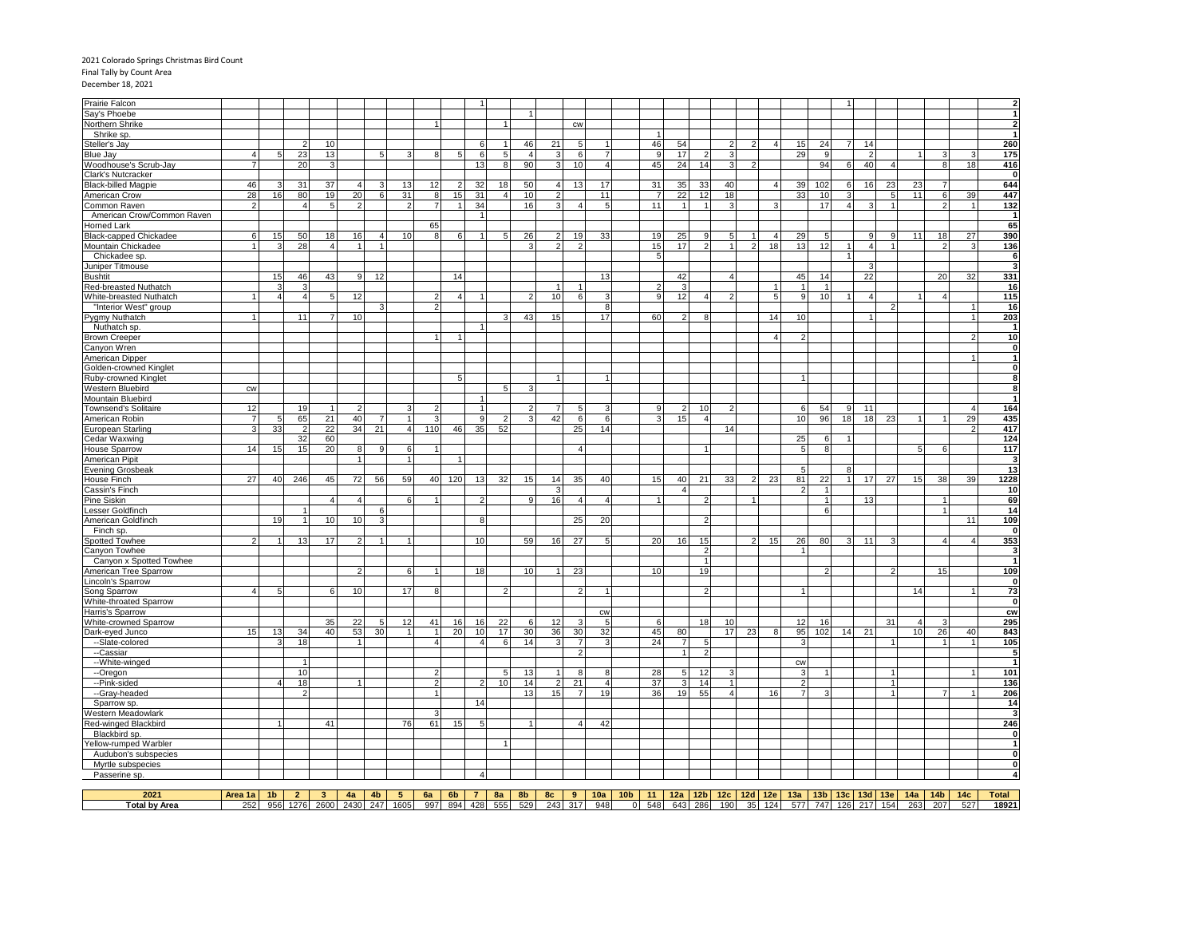2021 Colorado Springs Christmas Bird Count
Final Tally by Count Area
December 18, 2021

| 2021 | Area 1a | 1b | 2 | 3 | 4a | 4b | 5 | 6a | 6b | 7 | 8a | 8b | 8c | 9 | 10a | 10b | 11 | 12a | 12b | 12c | 12d | 12e | 13a | 13b | 13c | 13d | 13e | 14a | 14b | 14c | Total |
|---|---|---|---|---|---|---|---|---|---|---|---|---|---|---|---|---|---|---|---|---|---|---|---|---|---|---|---|---|---|---|---|
| Prairie Falcon | | | | | | | | | | 1 | | | | | | | | | | | | | | | 1 | | | | | | 2 |
| Say's Phoebe | | | | | | | | | | | | 1 | | | | | | | | | | | | | | | | | | | 1 |
| Northern Shrike | | | | | | | | 1 | | | 1 | | | cw | | | | | | | | | | | | | | | | | 2 |
| Shrike sp. | | | | | | | | | | | | | | | | | 1 | | | | | | | | | | | | | | 1 |
| Steller's Jay | | | 2 | 10 | | | | | | 6 | 1 | 46 | 21 | 5 | 1 | | 46 | 54 | | 2 | 2 | 4 | 15 | 24 | 7 | 14 | | | | | 260 |
| Blue Jay | 4 | 5 | 23 | 13 | | 5 | 3 | 8 | 5 | 6 | 5 | 4 | 3 | 6 | 7 | | 9 | 17 | 2 | 3 | | | 29 | 9 | | 2 | | 1 | 3 | 3 | 175 |
| Woodhouse's Scrub-Jay | 7 | | 20 | 3 | | | | | | 13 | 8 | 90 | 3 | 10 | 4 | | 45 | 24 | 14 | 3 | 2 | | | 94 | 6 | 40 | 4 | | 8 | 18 | 416 |
| Clark's Nutcracker | | | | | | | | | | | | | | | | | | | | | | | | | | | | | | | 0 |
| Black-billed Magpie | 46 | 3 | 31 | 37 | 4 | 3 | 13 | 12 | 2 | 32 | 18 | 50 | 4 | 13 | 17 | | 31 | 35 | 33 | 40 | | 4 | 39 | 102 | 6 | 16 | 23 | 23 | 7 | | 644 |
| American Crow | 28 | 16 | 80 | 19 | 20 | 6 | 31 | 8 | 15 | 31 | 4 | 10 | 2 | | 11 | | 7 | 22 | 12 | 18 | | | 33 | 10 | 3 | | 5 | 11 | 6 | 39 | 447 |
| Common Raven | 2 | | 4 | 5 | 2 | | 2 | 7 | 1 | 34 | | 16 | 3 | 4 | 5 | | 11 | 1 | 1 | 3 | | 3 | | 17 | 4 | 3 | 1 | | 2 | 1 | 132 |
| American Crow/Common Raven | | | | | | | | | | 1 | | | | | | | | | | | | | | | | | | | | | 1 |
| Horned Lark | | | | | | | | 65 | | | | | | | | | | | | | | | | | | | | | | | 65 |
| Black-capped Chickadee | 6 | 15 | 50 | 18 | 16 | 4 | 10 | 8 | 6 | 1 | 5 | 26 | 2 | 19 | 33 | | 19 | 25 | 9 | 5 | 1 | 4 | 29 | 5 | | 9 | 9 | 11 | 18 | 27 | 390 |
| Mountain Chickadee | 1 | 3 | 28 | 4 | 1 | 1 | | | | | | 3 | 2 | 2 | | | 15 | 17 | 2 | 1 | 2 | 18 | 13 | 12 | 1 | 4 | 1 | | 2 | 3 | 136 |
| Chickadee sp. | | | | | | | | | | | | | | | | | 5 | | | | | | | | 1 | | | | | | 6 |
| Juniper Titmouse | | | | | | | | | | | | | | | | | | | | | | | | | | 3 | | | | | 3 |
| Bushtit | | 15 | 46 | 43 | 9 | 12 | | | 14 | | | | | | 13 | | | 42 | | 4 | | | 45 | 14 | | 22 | | | 20 | 32 | 331 |
| Red-breasted Nuthatch | | 3 | 3 | | | | | | | | | | 1 | 1 | | | 2 | 3 | | | | 1 | 1 | 1 | | | | | | | 16 |
| White-breasted Nuthatch | 1 | 4 | 4 | 5 | 12 | | | 2 | 4 | 1 | | 2 | 10 | 6 | 3 | | 9 | 12 | 4 | 2 | | 5 | 9 | 10 | 1 | 4 | | 1 | 4 | | 115 |
| "Interior West" group | | | | | | 3 | | 2 | | | | | | | 8 | | | | | | | | | | | | 2 | | | 1 | 16 |
| Pygmy Nuthatch | 1 | | 11 | 7 | 10 | | | | | | 3 | 43 | 15 | | 17 | | 60 | 2 | 8 | | | 14 | 10 | | | 1 | | | | 1 | 203 |
| Nuthatch sp. | | | | | | | | | | 1 | | | | | | | | | | | | | | | | | | | | | 1 |
| Brown Creeper | | | | | | | | 1 | 1 | | | | | | | | | | | | | 4 | 2 | | | | | | | 2 | 10 |
| Canyon Wren | | | | | | | | | | | | | | | | | | | | | | | | | | | | | | | 0 |
| American Dipper | | | | | | | | | | | | | | | | | | | | | | | | | | | | | | 1 | 1 |
| Golden-crowned Kinglet | | | | | | | | | | | | | | | | | | | | | | | | | | | | | | | 0 |
| Ruby-crowned Kinglet | | | | | | | | | 5 | | | | 1 | | 1 | | | | | | | | 1 | | | | | | | | 8 |
| Western Bluebird | cw | | | | | | | | | | 5 | 3 | | | | | | | | | | | | | | | | | | | 8 |
| Mountain Bluebird | | | | | | | | | | 1 | | | | | | | | | | | | | | | | | | | | | 1 |
| Townsend's Solitaire | 12 | | 19 | 1 | 2 | | 3 | 2 | | 1 | | 2 | 7 | 5 | 3 | | 9 | 2 | 10 | 2 | | | 6 | 54 | 9 | 11 | | | | 4 | 164 |
| American Robin | 7 | 5 | 65 | 21 | 40 | 7 | 1 | 3 | | 9 | 2 | 3 | 42 | 6 | 6 | | 3 | 15 | 4 | | | | 10 | 96 | 18 | 18 | 23 | 1 | 1 | 29 | 435 |
| European Starling | 3 | 33 | 2 | 22 | 34 | 21 | 4 | 110 | 46 | 35 | 52 | | | 25 | 14 | | | | | 14 | | | | | | | | | | 2 | 417 |
| Cedar Waxwing | | | 32 | 60 | | | | | | | | | | | | | | | | | | | 25 | 6 | 1 | | | | | | 124 |
| House Sparrow | 14 | 15 | 15 | 20 | 8 | 9 | 6 | 1 | | | | | | 4 | | | | | 1 | | | | 5 | 8 | | | | 5 | 6 | | 117 |
| American Pipit | | | | | 1 | | 1 | | 1 | | | | | | | | | | | | | | | | | | | | | | 3 |
| Evening Grosbeak | | | | | | | | | | | | | | | | | | | | | | | 5 | | 8 | | | | | | 13 |
| House Finch | 27 | 40 | 246 | 45 | 72 | 56 | 59 | 40 | 120 | 13 | 32 | 15 | 14 | 35 | 40 | | 15 | 40 | 21 | 33 | 2 | 23 | 81 | 22 | 1 | 17 | 27 | 15 | 38 | 39 | 1228 |
| Cassin's Finch | | | | | | | | | | | | | 3 | | | | | 4 | | | | | 2 | 1 | | | | | | | 10 |
| Pine Siskin | | | | 4 | 4 | | 6 | 1 | | 2 | | 9 | 16 | 4 | 4 | | 1 | | 2 | | 1 | | | 1 | | 13 | | | 1 | | 69 |
| Lesser Goldfinch | | | 1 | | | 6 | | | | | | | | | | | | | | | | | | 6 | | | | | 1 | | 14 |
| American Goldfinch | | 19 | 1 | 10 | 10 | 3 | | | | 8 | | | | 25 | 20 | | | | 2 | | | | | | | | | | | 11 | 109 |
| Finch sp. | | | | | | | | | | | | | | | | | | | | | | | | | | | | | | | 0 |
| Spotted Towhee | 2 | 1 | 13 | 17 | 2 | 1 | 1 | | | 10 | | 59 | 16 | 27 | 5 | | 20 | 16 | 15 | | 2 | 15 | 26 | 80 | 3 | 11 | 3 | | 4 | 4 | 353 |
| Canyon Towhee | | | | | | | | | | | | | | | | | | | 2 | | | | 1 | | | | | | | | 3 |
| Canyon x Spotted Towhee | | | | | | | | | | | | | | | | | | | 1 | | | | | | | | | | | | 1 |
| American Tree Sparrow | | | | | 2 | | 6 | 1 | | 18 | | 10 | 1 | 23 | | | 10 | | 19 | | | | | 2 | | | 2 | | 15 | | 109 |
| Lincoln's Sparrow | | | | | | | | | | | | | | | | | | | | | | | | | | | | | | | 0 |
| Song Sparrow | 4 | 5 | | 6 | 10 | | 17 | 8 | | | 2 | | | 2 | 1 | | | | 2 | | | | 1 | | | | | 14 | | 1 | 73 |
| White-throated Sparrow | | | | | | | | | | | | | | | | | | | | | | | | | | | | | | | 0 |
| Harris's Sparrow | | | | | | | | | | | | | | | cw | | | | | | | | | | | | | | | | cw |
| White-crowned Sparrow | | | | 35 | 22 | 5 | 12 | 41 | 16 | 16 | 22 | 6 | 12 | 3 | 5 | | 6 | | 18 | 10 | | | 12 | 16 | | | 31 | 4 | 3 | | 295 |
| Dark-eyed Junco | 15 | 13 | 34 | 40 | 53 | 30 | 1 | 1 | 20 | 10 | 17 | 30 | 36 | 30 | 32 | | 45 | 80 | | 17 | 23 | 8 | 95 | 102 | 14 | 21 | | 10 | 26 | 40 | 843 |
| --Slate-colored | | 3 | 18 | | 1 | | | 4 | | 4 | 6 | 14 | 3 | 7 | 3 | | 24 | 7 | 5 | | | | 3 | | | | 1 | | 1 | 1 | 105 |
| --Cassiar | | | | | | | | | | | | | | 2 | | | | 1 | 2 | | | | | | | | | | | | 5 |
| --White-winged | | | 1 | | | | | | | | | | | | | | | | | | | | cw | | | | | | | | 1 |
| --Oregon | | | 10 | | | | | 2 | | | 5 | 13 | 1 | 8 | 8 | | 28 | 5 | 12 | 3 | | | 3 | 1 | | | 1 | | | 1 | 101 |
| --Pink-sided | | 4 | 18 | | 1 | | | 2 | | 2 | 10 | 14 | 2 | 21 | 4 | | 37 | 3 | 14 | 1 | | | 2 | | | | 1 | | | | 136 |
| --Gray-headed | | | 2 | | | | | 1 | | | | 13 | 15 | 7 | 19 | | 36 | 19 | 55 | 4 | | 16 | 7 | 3 | | | 1 | | 7 | 1 | 206 |
| Sparrow sp. | | | | | | | | | | 14 | | | | | | | | | | | | | | | | | | | | | 14 |
| Western Meadowlark | | | | | | | | 3 | | | | | | | | | | | | | | | | | | | | | | | 3 |
| Red-winged Blackbird | | 1 | | 41 | | | 76 | 61 | 15 | 5 | | 1 | | 4 | 42 | | | | | | | | | | | | | | | | 246 |
| Blackbird sp. | | | | | | | | | | | | | | | | | | | | | | | | | | | | | | | 0 |
| Yellow-rumped Warbler | | | | | | | | | | | 1 | | | | | | | | | | | | | | | | | | | | 1 |
| Audubon's subspecies | | | | | | | | | | | | | | | | | | | | | | | | | | | | | | | 0 |
| Myrtle subspecies | | | | | | | | | | | | | | | | | | | | | | | | | | | | | | | 0 |
| Passerine sp. | | | | | | | | | | 4 | | | | | | | | | | | | | | | | | | | | | 4 |
| **Total by Area** | 252 | 956 | 1276 | 2600 | 2430 | 247 | 1605 | 997 | 894 | 428 | 555 | 529 | 243 | 317 | 948 | 0 | 548 | 643 | 286 | 190 | 35 | 124 | 577 | 747 | 126 | 217 | 154 | 263 | 207 | 527 | 18921 |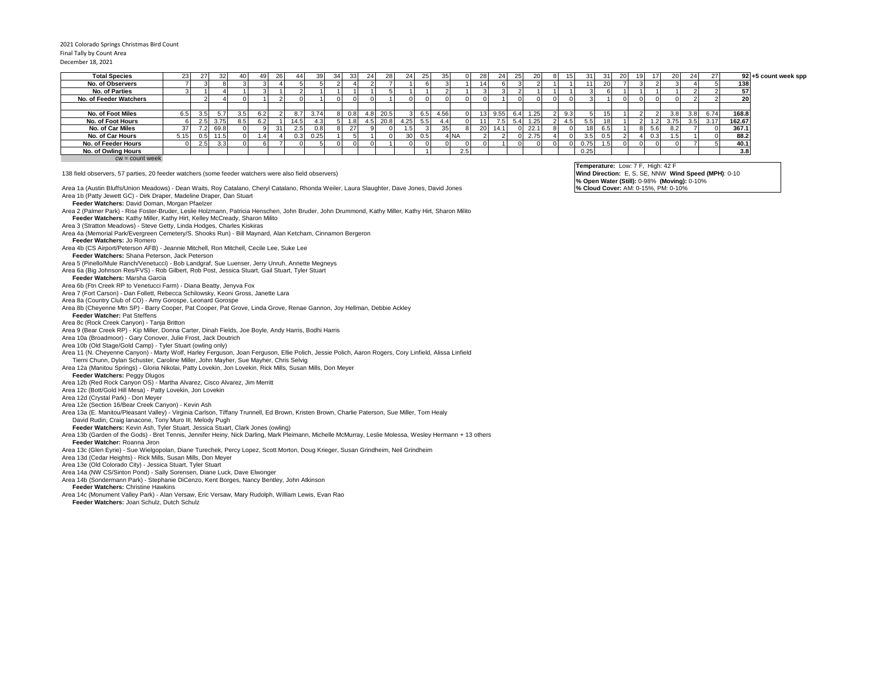2021 Colorado Springs Christmas Bird Count
Final Tally by Count Area
December 18, 2021

| | | | | | | | | | | | | | | | | | | | | | | | | | | | | | | | |
|---|---|---|---|---|---|---|---|---|---|---|---|---|---|---|---|---|---|---|---|---|---|---|---|---|---|---|---|---|---|---|---|
| **Total Species** | 23 | 27 | 32 | 40 | 49 | 26 | 44 | 39 | 34 | 33 | 24 | 28 | 24 | 25 | 35 | 0 | 28 | 24 | 25 | 20 | 8 | 15 | 31 | 31 | 20 | 19 | 17 | 20 | 24 | 27 | **92** |
| **No. of Observers** | 7 | 3 | 8 | 3 | 3 | 4 | 5 | 5 | 2 | 4 | 2 | 7 | 1 | 6 | 3 | 1 | 14 | 6 | 3 | 2 | 1 | 1 | 11 | 20 | 7 | 3 | 2 | 3 | 4 | 5 | **138** |
| **No. of Parties** | 3 | 1 | 4 | 1 | 3 | 1 | 2 | 1 | 1 | 1 | 1 | 5 | 1 | 1 | 2 | 1 | 3 | 3 | 2 | 1 | 1 | 1 | 3 | 6 | 1 | 1 | 1 | 1 | 2 | 2 | **57** |
| **No. of Feeder Watchers** | | 2 | 4 | 0 | 1 | 2 | 0 | 1 | 0 | 0 | 0 | 1 | 0 | 0 | 0 | 0 | 0 | 1 | 0 | 0 | 0 | 0 | 3 | 1 | 0 | 0 | 0 | 0 | 2 | 2 | **20** |
| **No. of Foot Miles** | 6.5 | 3.5 | 5.7 | 3.5 | 6.2 | 2 | 8.7 | 3.74 | 8 | 0.8 | 4.8 | 20.5 | 3 | 6.5 | 4.56 | 0 | 13 | 9.55 | 6.4 | 1.25 | 2 | 9.3 | 5 | 15 | 1 | 2 | 2 | 3.8 | 3.8 | 6.74 | **168.8** |
| **No. of Foot Hours** | 6 | 2.5 | 3.75 | 8.5 | 6.2 | 1 | 14.5 | 4.3 | 5 | 1.8 | 4.5 | 20.8 | 4.25 | 5.5 | 4.4 | 0 | 11 | 7.5 | 5.4 | 1.25 | 2 | 4.5 | 5.5 | 18 | 1 | 2 | 1.2 | 3.75 | 3.5 | 3.17 | **162.67** |
| **No. of Car Miles** | 37 | 7.2 | 69.8 | 0 | 9 | 31 | 2.5 | 0.8 | 8 | 27 | 9 | 0 | 1.5 | 3 | 35 | 8 | 20 | 14.1 | 0 | 22.1 | 8 | 0 | 18 | 6.5 | 1 | 8 | 5.6 | 8.2 | 7 | 0 | **367.1** |
| **No. of Car Hours** | 5.15 | 0.5 | 11.5 | 0 | 1.4 | 4 | 0.3 | 0.25 | 1 | 5 | 1 | 0 | 30 | 0.5 | 4 | NA | 2 | 2 | 0 | 2.75 | 4 | 0 | 3.5 | 0.5 | 2 | 4 | 0.3 | 1.5 | 1 | 0 | **88.2** |
| **No. of Feeder Hours** | 0 | 2.5 | 3.3 | 0 | 6 | 7 | 0 | 5 | 0 | 0 | 0 | 1 | 0 | 0 | 0 | 0 | 0 | 1 | 0 | 0 | 0 | 0 | 0.75 | 1.5 | 0 | 0 | 0 | 0 | 7 | 5 | **40.1** |
| **No. of Owling Hours** | | | | | | | | | | | | | | 1 | | 2.5 | | | | | | | 0.25 | | | | | | | | **3.8** |

**+5 count week spp**

cw = count week

**Temperature:** Low: 7 F, High: 42 F
**Wind Direction:** E, S, SE, NNW **Wind Speed (MPH)**: 0-10
**% Open Water (Still):** 0-98% **(Moving):** 0-10%
**% Cloud Cover:** AM: 0-15%, PM: 0-10%

138 field observers, 57 parties, 20 feeder watchers (some feeder watchers were also field observers)

Area 1a (Austin Bluffs/Union Meadows) - Dean Waits, Roy Catalano, Cheryl Catalano, Rhonda Weiler, Laura Slaughter, Dave Jones, David Jones
Area 1b (Patty Jewett GC) - Dirk Draper, Madeline Draper, Dan Stuart
**Feeder Watchers:** David Doman, Morgan Pfaelzer
Area 2 (Palmer Park) - Risë Foster-Bruder, Leslie Holzmann, Patricia Henschen, John Bruder, John Drummond, Kathy Miller, Kathy Hirt, Sharon Milito
**Feeder Watchers:** Kathy Miller, Kathy Hirt, Kelley McCready, Sharon Milito
Area 3 (Stratton Meadows) - Steve Getty, Linda Hodges, Charles Kiskiras
Area 4a (Memorial Park/Evergreen Cemetery/S. Shooks Run) - Bill Maynard, Alan Ketcham, Cinnamon Bergeron
**Feeder Watchers:** Jo Romero
Area 4b (CS Airport/Peterson AFB) - Jeannie Mitchell, Ron Mitchell, Cecile Lee, Suke Lee
**Feeder Watchers:** Shana Peterson, Jack Peterson
Area 5 (Pinello/Mule Ranch/Venetucci) - Bob Landgraf, Sue Luenser, Jerry Unruh, Annette Megneys
Area 6a (Big Johnson Res/FVS) - Rob Gilbert, Rob Post, Jessica Stuart, Gail Stuart, Tyler Stuart
**Feeder Watchers:** Marsha Garcia
Area 6b (Ftn Creek RP to Venetucci Farm) - Diana Beatty, Jenyva Fox
Area 7 (Fort Carson) - Dan Follett, Rebecca Schilowsky, Keoni Gross, Janette Lara
Area 8a (Country Club of CO) - Amy Gorospe, Leonard Gorospe
Area 8b (Cheyenne Mtn SP) - Barry Cooper, Pat Cooper, Pat Grove, Linda Grove, Renae Gannon, Joy Hellman, Debbie Ackley
**Feeder Watcher:** Pat Steffens
Area 8c (Rock Creek Canyon) - Tanja Britton
Area 9 (Bear Creek RP) - Kip Miller, Donna Carter, Dinah Fields, Joe Boyle, Andy Harris, Bodhi Harris
Area 10a (Broadmoor) - Gary Conover, Julie Frost, Jack Doutrich
Area 10b (Old Stage/Gold Camp) - Tyler Stuart (owling only)
Area 11 (N. Cheyenne Canyon) - Marty Wolf, Harley Ferguson, Joan Ferguson, Ellie Polich, Jessie Polich, Aaron Rogers, Cory Linfield, Alissa Linfield
Tierni Chunn, Dylan Schuster, Caroline Miller, John Mayher, Sue Mayher, Chris Selvig
Area 12a (Manitou Springs) - Gloria Nikolai, Patty Lovekin, Jon Lovekin, Rick Mills, Susan Mills, Don Meyer
**Feeder Watchers:** Peggy Dlugos
Area 12b (Red Rock Canyon OS) - Martha Alvarez, Cisco Alvarez, Jim Merritt
Area 12c (Bott/Gold Hill Mesa) - Patty Lovekin, Jon Lovekin
Area 12d (Crystal Park) - Don Meyer
Area 12e (Section 16/Bear Creek Canyon) - Kevin Ash
Area 13a (E. Manitou/Pleasant Valley) - Virginia Carlson, Tiffany Trunnell, Ed Brown, Kristen Brown, Charlie Paterson, Sue Miller, Tom Healy
David Rudin, Craig Ianacone, Tony Muro III, Melody Pugh
**Feeder Watchers:** Kevin Ash, Tyler Stuart, Jessica Stuart, Clark Jones (owling)
Area 13b (Garden of the Gods) - Bret Tennis, Jennifer Heiny, Nick Darling, Mark Pleimann, Michelle McMurray, Leslie Molessa, Wesley Hermann + 13 others
**Feeder Watcher:** Roanna Jiron
Area 13c (Glen Eyrie) - Sue Wielgopolan, Diane Turechek, Percy Lopez, Scott Morton, Doug Krieger, Susan Grindheim, Neil Grindheim
Area 13d (Cedar Heights) - Rick Mills, Susan Mills, Don Meyer
Area 13e (Old Colorado City) - Jessica Stuart, Tyler Stuart
Area 14a (NW CS/Sinton Pond) - Sally Sorensen, Diane Luck, Dave Elwonger
Area 14b (Sondermann Park) - Stephanie DiCenzo, Kent Borges, Nancy Bentley, John Atkinson
**Feeder Watchers:** Christine Hawkins
Area 14c (Monument Valley Park) - Alan Versaw, Eric Versaw, Mary Rudolph, William Lewis, Evan Rao
**Feeder Watchers:** Joan Schulz, Dutch Schulz